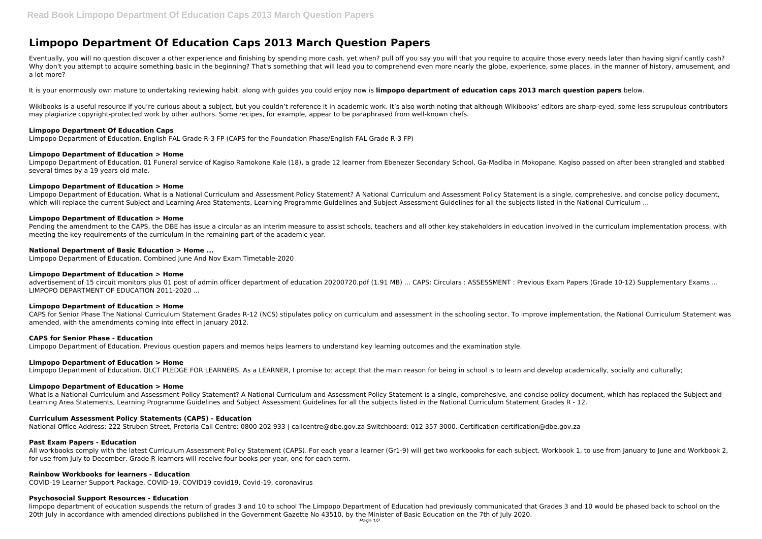# Limpopo Department Of Education Caps 2013 March Question Papers

Eventually, you will no question discover a other experience and finishing by spending more cash. yet when? pull off you say you will that you require to acquire those every needs later than having significantly cash? Why don't you attempt to acquire something basic in the beginning? That's something that will lead you to comprehend even more nearly the globe, experience, some places, in the manner of history, amusement, and a lot more?

It is your enormously own mature to undertaking reviewing habit. along with guides you could enjoy now is **limpopo department of education caps 2013 march question papers** below.

Wikibooks is a useful resource if you're curious about a subject, but you couldn't reference it in academic work. It's also worth noting that although Wikibooks' editors are sharp-eyed, some less scrupulous contributors may plagiarize copyright-protected work by other authors. Some recipes, for example, appear to be paraphrased from well-known chefs.

### Limpopo Department Of Education Caps

Limpopo Department of Education. English FAL Grade R-3 FP (CAPS for the Foundation Phase/English FAL Grade R-3 FP)

### Limpopo Department of Education > Home

Limpopo Department of Education. 01 Funeral service of Kagiso Ramokone Kale (18), a grade 12 learner from Ebenezer Secondary School, Ga-Madiba in Mokopane. Kagiso passed on after been strangled and stabbed several times by a 19 years old male.

### Limpopo Department of Education > Home

Limpopo Department of Education. What is a National Curriculum and Assessment Policy Statement? A National Curriculum and Assessment Policy Statement is a single, comprehesive, and concise policy document, which will replace the current Subject and Learning Area Statements, Learning Programme Guidelines and Subject Assessment Guidelines for all the subjects listed in the National Curriculum ...

### Limpopo Department of Education > Home

Pending the amendment to the CAPS, the DBE has issue a circular as an interim measure to assist schools, teachers and all other key stakeholders in education involved in the curriculum implementation process, with meeting the key requirements of the curriculum in the remaining part of the academic year.

### National Department of Basic Education > Home ...

Limpopo Department of Education. Combined June And Nov Exam Timetable-2020

### Limpopo Department of Education > Home

advertisement of 15 circuit monitors plus 01 post of admin officer department of education 20200720.pdf (1.91 MB) ... CAPS: Circulars : ASSESSMENT : Previous Exam Papers (Grade 10-12) Supplementary Exams ... LIMPOPO DEPARTMENT OF EDUCATION 2011-2020 ...

### Limpopo Department of Education > Home

CAPS for Senior Phase The National Curriculum Statement Grades R-12 (NCS) stipulates policy on curriculum and assessment in the schooling sector. To improve implementation, the National Curriculum Statement was amended, with the amendments coming into effect in January 2012.

### CAPS for Senior Phase - Education

Limpopo Department of Education. Previous question papers and memos helps learners to understand key learning outcomes and the examination style.

### Limpopo Department of Education > Home

Limpopo Department of Education. QLCT PLEDGE FOR LEARNERS. As a LEARNER, I promise to: accept that the main reason for being in school is to learn and develop academically, socially and culturally;

### Limpopo Department of Education > Home

What is a National Curriculum and Assessment Policy Statement? A National Curriculum and Assessment Policy Statement is a single, comprehesive, and concise policy document, which has replaced the Subject and Learning Area Statements, Learning Programme Guidelines and Subject Assessment Guidelines for all the subjects listed in the National Curriculum Statement Grades R - 12.

### Curriculum Assessment Policy Statements (CAPS) - Education

National Office Address: 222 Struben Street, Pretoria Call Centre: 0800 202 933 | callcentre@dbe.gov.za Switchboard: 012 357 3000. Certification certification@dbe.gov.za

### Past Exam Papers - Education

All workbooks comply with the latest Curriculum Assessment Policy Statement (CAPS). For each year a learner (Gr1-9) will get two workbooks for each subject. Workbook 1, to use from January to June and Workbook 2, for use from July to December. Grade R learners will receive four books per year, one for each term.

### Rainbow Workbooks for learners - Education

COVID-19 Learner Support Package, COVID-19, COVID19 covid19, Covid-19, coronavirus

### Psychosocial Support Resources - Education

limpopo department of education suspends the return of grades 3 and 10 to school The Limpopo Department of Education had previously communicated that Grades 3 and 10 would be phased back to school on the 20th July in accordance with amended directions published in the Government Gazette No 43510, by the Minister of Basic Education on the 7th of July 2020.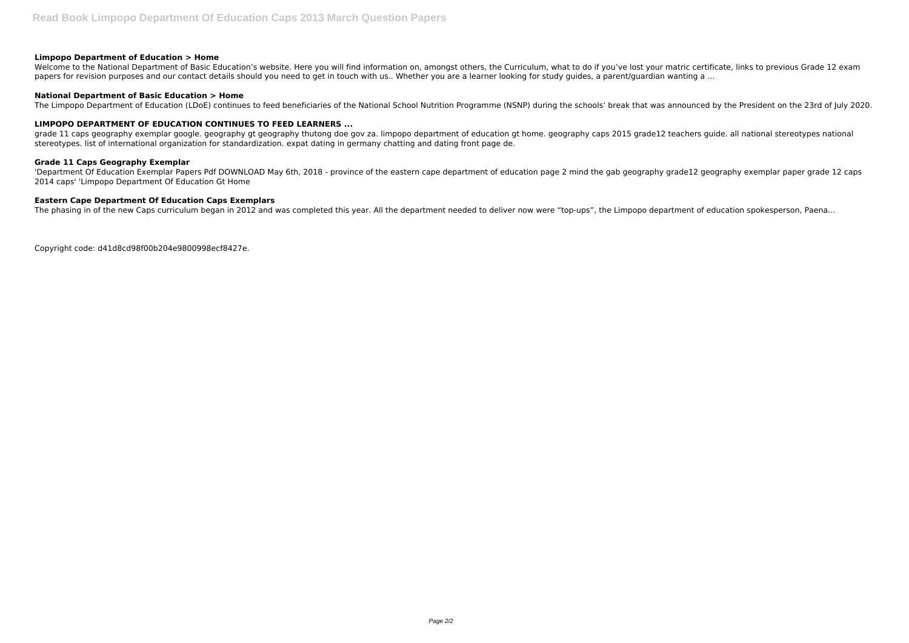### Limpopo Department of Education > Home

Welcome to the National Department of Basic Education's website. Here you will find information on, amongst others, the Curriculum, what to do if you've lost your matric certificate, links to previous Grade 12 exam papers for revision purposes and our contact details should you need to get in touch with us.. Whether you are a learner looking for study guides, a parent/guardian wanting a ...

### National Department of Basic Education > Home

The Limpopo Department of Education (LDoE) continues to feed beneficiaries of the National School Nutrition Programme (NSNP) during the schools' break that was announced by the President on the 23rd of July 2020.

### LIMPOPO DEPARTMENT OF EDUCATION CONTINUES TO FEED LEARNERS ...

grade 11 caps geography exemplar google. geography gt geography thutong doe gov za. limpopo department of education gt home. geography caps 2015 grade12 teachers guide. all national stereotypes national stereotypes. list of international organization for standardization. expat dating in germany chatting and dating front page de.

### Grade 11 Caps Geography Exemplar

'Department Of Education Exemplar Papers Pdf DOWNLOAD May 6th, 2018 - province of the eastern cape department of education page 2 mind the gab geography grade12 geography exemplar paper grade 12 caps 2014 caps' 'Limpopo Department Of Education Gt Home

### Eastern Cape Department Of Education Caps Exemplars

The phasing in of the new Caps curriculum began in 2012 and was completed this year. All the department needed to deliver now were "top-ups", the Limpopo department of education spokesperson, Paena...

Copyright code: d41d8cd98f00b204e9800998ecf8427e.